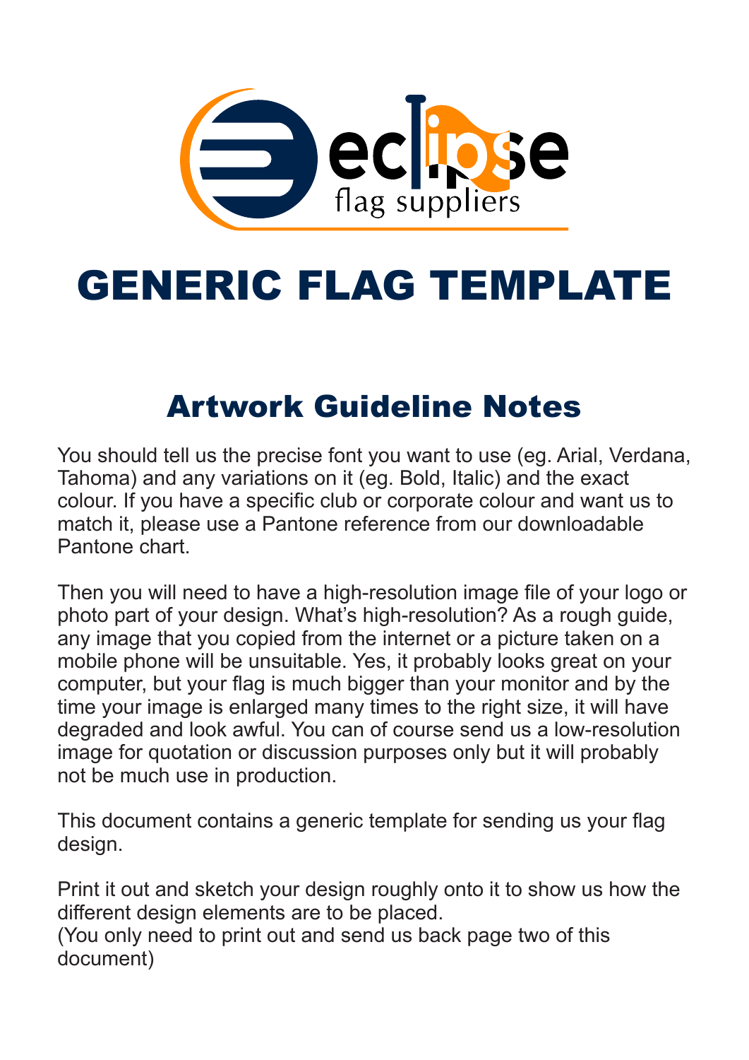eclipse flag suppliers

# GENERIC FLAG TEMPLATE

## Artwork Guideline Notes

You should tell us the precise font you want to use (eg. Arial, Verdana, Tahoma) and any variations on it (eg. Bold, Italic) and the exact colour. If you have a specific club or corporate colour and want us to match it, please use a Pantone reference from our downloadable Pantone chart.

Then you will need to have a high-resolution image file of your logo or photo part of your design. What's high-resolution? As a rough guide, any image that you copied from the internet or a picture taken on a mobile phone will be unsuitable. Yes, it probably looks great on your computer, but your flag is much bigger than your monitor and by the time your image is enlarged many times to the right size, it will have degraded and look awful. You can of course send us a low-resolution image for quotation or discussion purposes only but it will probably not be much use in production.

This document contains a generic template for sending us your flag design.

Print it out and sketch your design roughly onto it to show us how the different design elements are to be placed.
(You only need to print out and send us back page two of this document)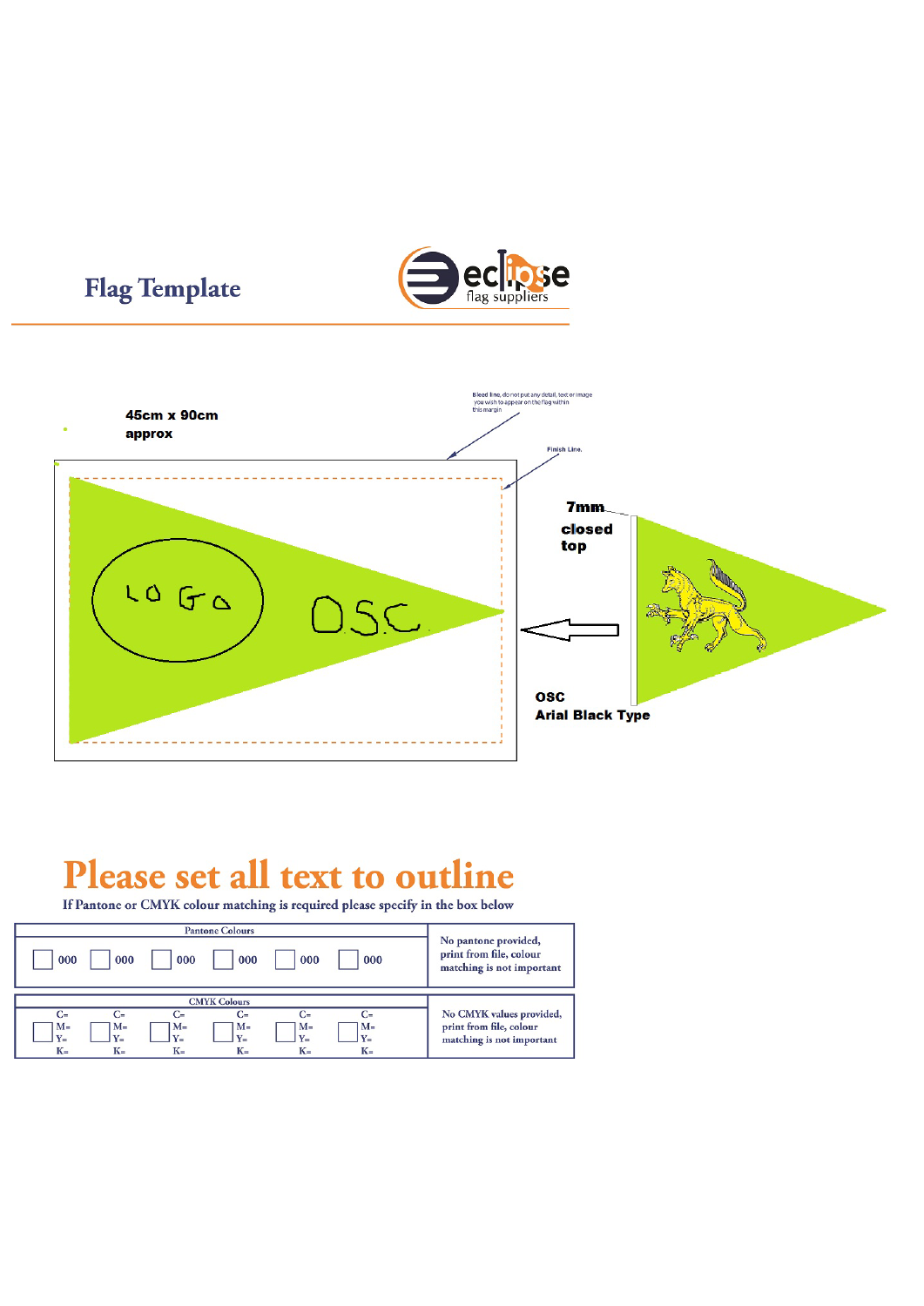# Flag Template

eclipse flag suppliers

45cm x 90cm approx

Bleed line, do not put any detail, text or image you wish to appear on the flag within this margin

Finish Line.

LOGO

OSC

7mm closed top

OSC Arial Black Type

## Please set all text to outline

If Pantone or CMYK colour matching is required please specify in the box below

| Pantone Colours | | | | | | |
|---|---|---|---|---|---|---|
| 000 | 000 | 000 | 000 | 000 | 000 | No pantone provided, print from file, colour matching is not important |

| CMYK Colours | | | | | | |
|---|---|---|---|---|---|---|
| C= M= Y= K= | C= M= Y= K= | C= M= Y= K= | C= M= Y= K= | C= M= Y= K= | C= M= Y= K= | No CMYK values provided, print from file, colour matching is not important |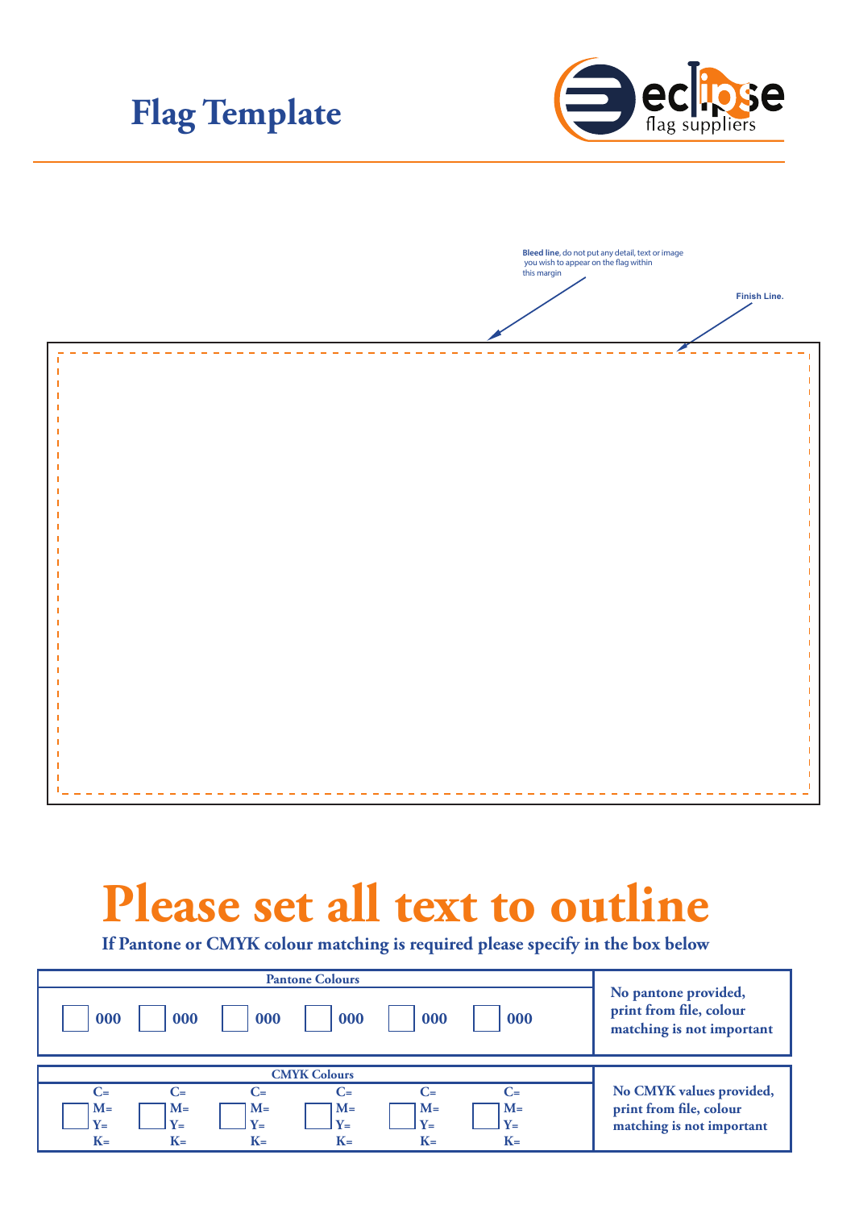# Flag Template

eclipse flag suppliers

**Bleed line**, do not put any detail, text or image you wish to appear on the flag within this margin

**Finish Line.**

# Please set all text to outline

**If Pantone or CMYK colour matching is required please specify in the box below**

| Pantone Colours | | | | | | |
|---|---|---|---|---|---|---|
| 000 | 000 | 000 | 000 | 000 | 000 | **No pantone provided, print from file, colour matching is not important** |

| CMYK Colours | | | | | | |
|---|---|---|---|---|---|---|
| C= M= Y= K= | C= M= Y= K= | C= M= Y= K= | C= M= Y= K= | C= M= Y= K= | C= M= Y= K= | **No CMYK values provided, print from file, colour matching is not important** |